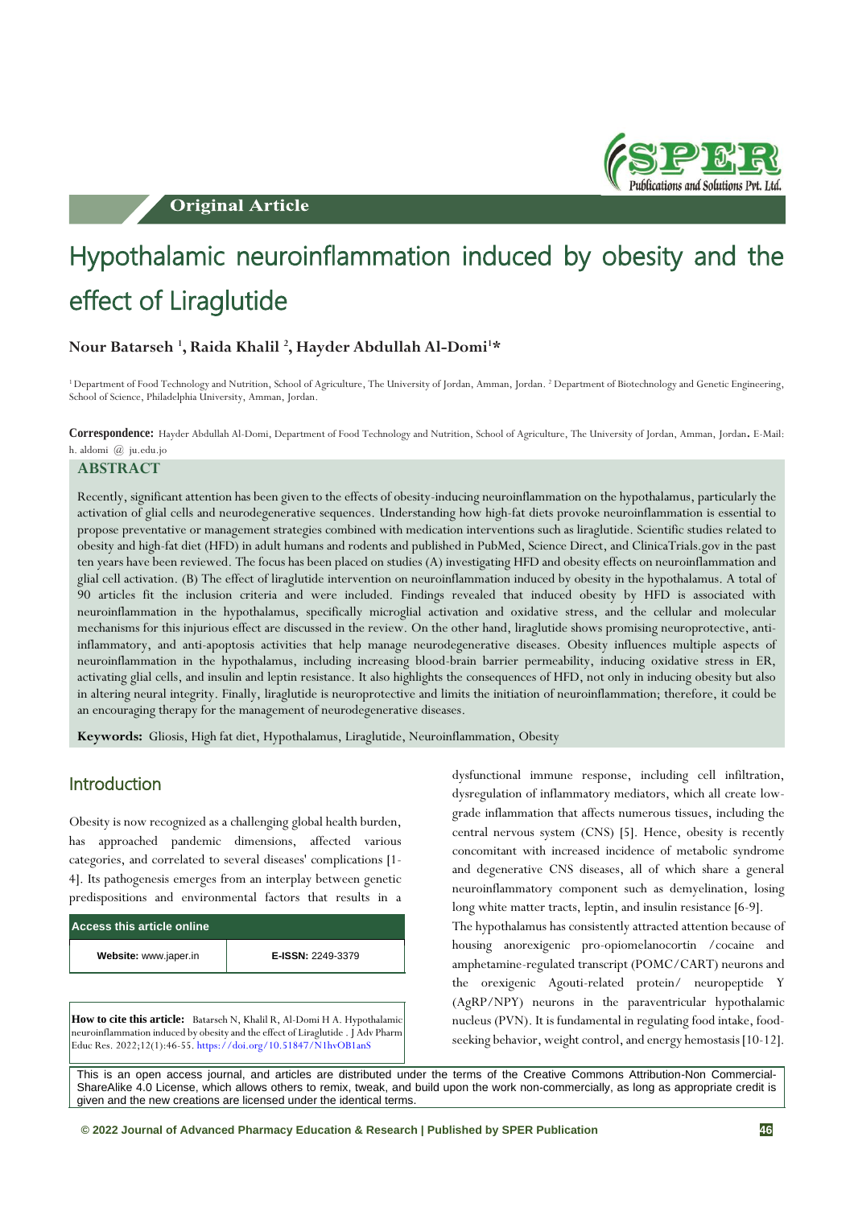Original Article

# Hypothalamic neuroinflammation induced by obesity and the effect of Liraglutide

**Nour Batarseh [1], Raida Khalil [2], Hayder Abdullah Al-Domi[1]***

[1] Department of Food Technology and Nutrition, School of Agriculture, The University of Jordan, Amman, Jordan. [2] Department of Biotechnology and Genetic Engineering, School of Science, Philadelphia University, Amman, Jordan.

**Correspondence:** Hayder Abdullah Al-Domi, Department of Food Technology and Nutrition, School of Agriculture, The University of Jordan, Amman, Jordan. E-Mail: h. aldomi @ ju.edu.jo

## ABSTRACT

Recently, significant attention has been given to the effects of obesity-inducing neuroinflammation on the hypothalamus, particularly the activation of glial cells and neurodegenerative sequences. Understanding how high-fat diets provoke neuroinflammation is essential to propose preventative or management strategies combined with medication interventions such as liraglutide. Scientific studies related to obesity and high-fat diet (HFD) in adult humans and rodents and published in PubMed, Science Direct, and ClinicaTrials.gov in the past ten years have been reviewed. The focus has been placed on studies (A) investigating HFD and obesity effects on neuroinflammation and glial cell activation. (B) The effect of liraglutide intervention on neuroinflammation induced by obesity in the hypothalamus. A total of 90 articles fit the inclusion criteria and were included. Findings revealed that induced obesity by HFD is associated with neuroinflammation in the hypothalamus, specifically microglial activation and oxidative stress, and the cellular and molecular mechanisms for this injurious effect are discussed in the review. On the other hand, liraglutide shows promising neuroprotective, anti-inflammatory, and anti-apoptosis activities that help manage neurodegenerative diseases. Obesity influences multiple aspects of neuroinflammation in the hypothalamus, including increasing blood-brain barrier permeability, inducing oxidative stress in ER, activating glial cells, and insulin and leptin resistance. It also highlights the consequences of HFD, not only in inducing obesity but also in altering neural integrity. Finally, liraglutide is neuroprotective and limits the initiation of neuroinflammation; therefore, it could be an encouraging therapy for the management of neurodegenerative diseases.

**Keywords:** Gliosis, High fat diet, Hypothalamus, Liraglutide, Neuroinflammation, Obesity

## Introduction

Obesity is now recognized as a challenging global health burden, has approached pandemic dimensions, affected various categories, and correlated to several diseases' complications [1-4]. Its pathogenesis emerges from an interplay between genetic predispositions and environmental factors that results in a dysfunctional immune response, including cell infiltration, dysregulation of inflammatory mediators, which all create low-grade inflammation that affects numerous tissues, including the central nervous system (CNS) [5]. Hence, obesity is recently concomitant with increased incidence of metabolic syndrome and degenerative CNS diseases, all of which share a general neuroinflammatory component such as demyelination, losing long white matter tracts, leptin, and insulin resistance [6-9].

The hypothalamus has consistently attracted attention because of housing anorexigenic pro-opiomelanocortin /cocaine and amphetamine-regulated transcript (POMC/CART) neurons and the orexigenic Agouti-related protein/ neuropeptide Y (AgRP/NPY) neurons in the paraventricular hypothalamic nucleus (PVN). It is fundamental in regulating food intake, food-seeking behavior, weight control, and energy hemostasis [10-12].

| Access this article online | |
|---|---|
| **Website:** www.japer.in | **E-ISSN:** 2249-3379 |

**How to cite this article:** Batarseh N, Khalil R, Al-Domi H A. Hypothalamic neuroinflammation induced by obesity and the effect of Liraglutide . J Adv Pharm Educ Res. 2022;12(1):46-55. https://doi.org/10.51847/N1hvOB1anS

This is an open access journal, and articles are distributed under the terms of the Creative Commons Attribution-Non Commercial-ShareAlike 4.0 License, which allows others to remix, tweak, and build upon the work non-commercially, as long as appropriate credit is given and the new creations are licensed under the identical terms.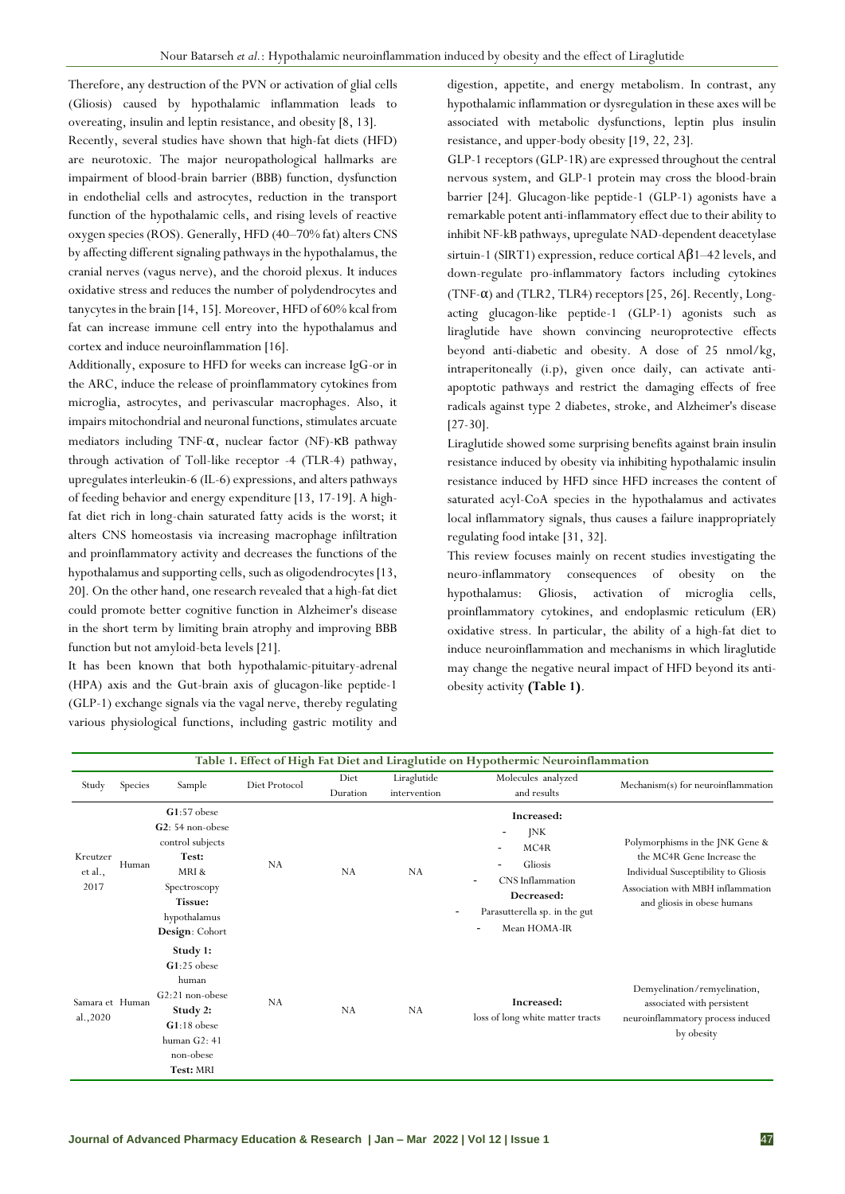Therefore, any destruction of the PVN or activation of glial cells (Gliosis) caused by hypothalamic inflammation leads to overeating, insulin and leptin resistance, and obesity [8, 13].

Recently, several studies have shown that high-fat diets (HFD) are neurotoxic. The major neuropathological hallmarks are impairment of blood-brain barrier (BBB) function, dysfunction in endothelial cells and astrocytes, reduction in the transport function of the hypothalamic cells, and rising levels of reactive oxygen species (ROS). Generally, HFD (40–70% fat) alters CNS by affecting different signaling pathways in the hypothalamus, the cranial nerves (vagus nerve), and the choroid plexus. It induces oxidative stress and reduces the number of polydendrocytes and tanycytes in the brain [14, 15]. Moreover, HFD of 60% kcal from fat can increase immune cell entry into the hypothalamus and cortex and induce neuroinflammation [16].

Additionally, exposure to HFD for weeks can increase IgG-or in the ARC, induce the release of proinflammatory cytokines from microglia, astrocytes, and perivascular macrophages. Also, it impairs mitochondrial and neuronal functions, stimulates arcuate mediators including TNF-α, nuclear factor (NF)-κB pathway through activation of Toll-like receptor -4 (TLR-4) pathway, upregulates interleukin-6 (IL-6) expressions, and alters pathways of feeding behavior and energy expenditure [13, 17-19]. A high-fat diet rich in long-chain saturated fatty acids is the worst; it alters CNS homeostasis via increasing macrophage infiltration and proinflammatory activity and decreases the functions of the hypothalamus and supporting cells, such as oligodendrocytes [13, 20]. On the other hand, one research revealed that a high-fat diet could promote better cognitive function in Alzheimer's disease in the short term by limiting brain atrophy and improving BBB function but not amyloid-beta levels [21].

It has been known that both hypothalamic-pituitary-adrenal (HPA) axis and the Gut-brain axis of glucagon-like peptide-1 (GLP-1) exchange signals via the vagal nerve, thereby regulating various physiological functions, including gastric motility and digestion, appetite, and energy metabolism. In contrast, any hypothalamic inflammation or dysregulation in these axes will be associated with metabolic dysfunctions, leptin plus insulin resistance, and upper-body obesity [19, 22, 23].

GLP-1 receptors (GLP-1R) are expressed throughout the central nervous system, and GLP-1 protein may cross the blood-brain barrier [24]. Glucagon-like peptide-1 (GLP-1) agonists have a remarkable potent anti-inflammatory effect due to their ability to inhibit NF-kB pathways, upregulate NAD-dependent deacetylase sirtuin-1 (SIRT1) expression, reduce cortical Aβ1–42 levels, and down-regulate pro-inflammatory factors including cytokines (TNF-α) and (TLR2, TLR4) receptors [25, 26]. Recently, Long-acting glucagon-like peptide-1 (GLP-1) agonists such as liraglutide have shown convincing neuroprotective effects beyond anti-diabetic and obesity. A dose of 25 nmol/kg, intraperitoneally (i.p), given once daily, can activate anti-apoptotic pathways and restrict the damaging effects of free radicals against type 2 diabetes, stroke, and Alzheimer's disease [27-30].

Liraglutide showed some surprising benefits against brain insulin resistance induced by obesity via inhibiting hypothalamic insulin resistance induced by HFD since HFD increases the content of saturated acyl-CoA species in the hypothalamus and activates local inflammatory signals, thus causes a failure inappropriately regulating food intake [31, 32].

This review focuses mainly on recent studies investigating the neuro-inflammatory consequences of obesity on the hypothalamus: Gliosis, activation of microglia cells, proinflammatory cytokines, and endoplasmic reticulum (ER) oxidative stress. In particular, the ability of a high-fat diet to induce neuroinflammation and mechanisms in which liraglutide may change the negative neural impact of HFD beyond its anti-obesity activity **(Table 1)**.

**Table 1. Effect of High Fat Diet and Liraglutide on Hypothermic Neuroinflammation**

| Study | Species | Sample | Diet Protocol | Diet Duration | Liraglutide intervention | Molecules analyzed and results | Mechanism(s) for neuroinflammation |
|---|---|---|---|---|---|---|---|
| Kreutzer et al., 2017 | Human | **G1**:57 obese<br>**G2**: 54 non-obese control subjects<br>**Test:** MRI & Spectroscopy<br>**Tissue:** hypothalamus<br>**Design**: Cohort | NA | NA | NA | **Increased:**<br>- JNK<br>- MC4R<br>- Gliosis<br>- CNS Inflammation<br>**Decreased:**<br>- Parasutterella sp. in the gut<br>- Mean HOMA-IR | Polymorphisms in the JNK Gene & the MC4R Gene Increase the Individual Susceptibility to Gliosis Association with MBH inflammation and gliosis in obese humans |
| Samara et al.,2020 | Human | **Study 1:**<br>**G1**:25 obese human<br>G2:21 non-obese<br>**Study 2:**<br>**G1**:18 obese human G2: 41 non-obese<br>**Test:** MRI | NA | NA | NA | **Increased:**<br>loss of long white matter tracts | Demyelination/remyelination, associated with persistent neuroinflammatory process induced by obesity |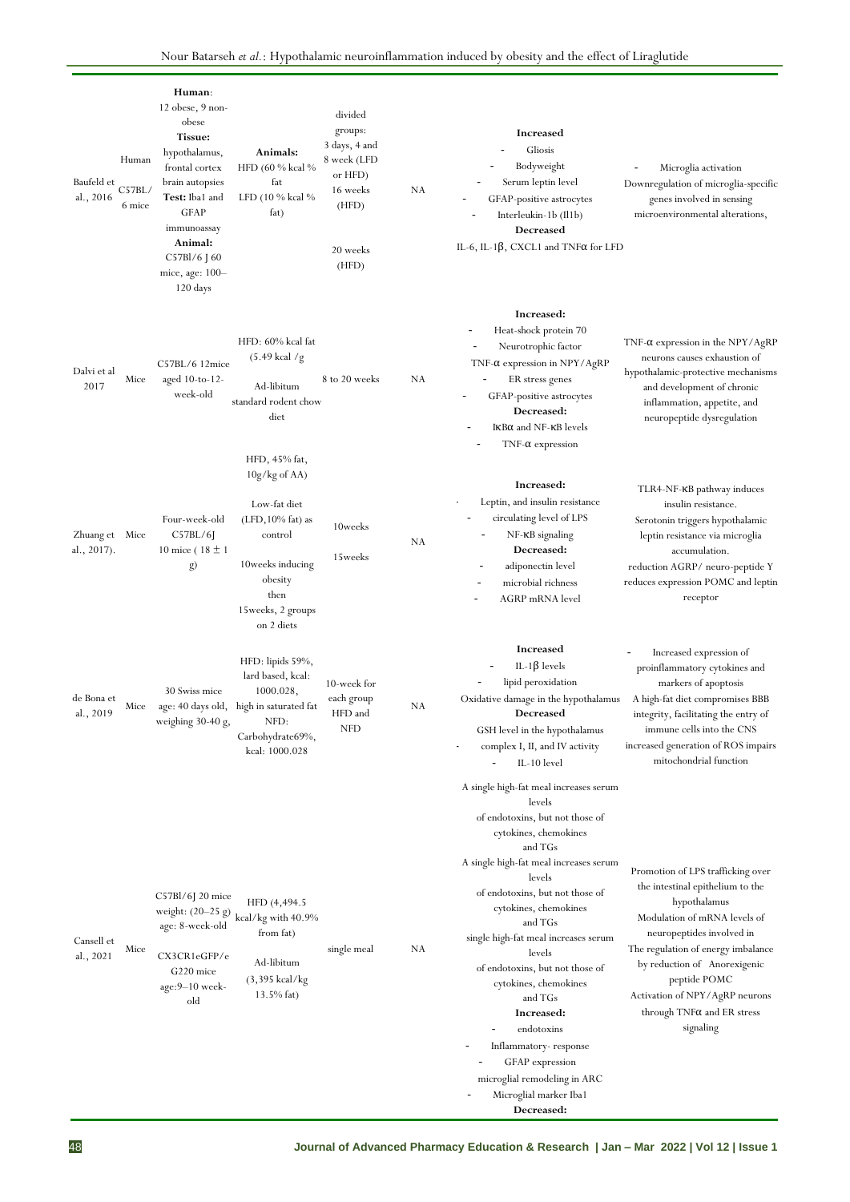| | | | | | | | |
|---|---|---|---|---|---|---|---|
| Baufeld et al., 2016 | Human C57BL/6 mice | **Human**: 12 obese, 9 non-obese **Tissue:** hypothalamus, frontal cortex brain autopsies **Test:** Iba1 and GFAP immunoassay **Animal:** C57Bl/6 J 60 mice, age: 100–120 days | **Animals:** HFD (60 % kcal % fat LFD (10 % kcal % fat) | divided groups: 3 days, 4 and 8 week (LFD or HFD) 16 weeks (HFD) 20 weeks (HFD) | NA | **Increased** - Gliosis - Bodyweight - Serum leptin level - GFAP-positive astrocytes - Interleukin-1b (Il1b) **Decreased** IL-6, IL-1β, CXCL1 and TNFα for LFD | - Microglia activation Downregulation of microglia-specific genes involved in sensing microenvironmental alterations, |
| Dalvi et al 2017 | Mice | C57BL/6 12mice aged 10-to-12-week-old | HFD: 60% kcal fat (5.49 kcal /g Ad-libitum standard rodent chow diet | 8 to 20 weeks | NA | **Increased:** - Heat-shock protein 70 - Neurotrophic factor TNF-α expression in NPY/AgRP - ER stress genes - GFAP-positive astrocytes **Decreased:** - IκBα and NF-κB levels - TNF-α expression | TNF-α expression in the NPY/AgRP neurons causes exhaustion of hypothalamic-protective mechanisms and development of chronic inflammation, appetite, and neuropeptide dysregulation |
| Zhuang et al., 2017). | Mice | Four-week-old C57BL/6J 10 mice ( 18 ± 1 g) | HFD, 45% fat, 10g/kg of AA) Low-fat diet (LFD,10% fat) as control 10weeks inducing obesity then 15weeks, 2 groups on 2 diets | 10weeks 15weeks | NA | **Increased:** - Leptin, and insulin resistance - circulating level of LPS - NF-κB signaling **Decreased:** - adiponectin level - microbial richness - AGRP mRNA level | TLR4-NF-κB pathway induces insulin resistance. Serotonin triggers hypothalamic leptin resistance via microglia accumulation. reduction AGRP/ neuro-peptide Y reduces expression POMC and leptin receptor |
| de Bona et al., 2019 | Mice | 30 Swiss mice age: 40 days old, weighing 30-40 g, | HFD: lipids 59%, lard based, kcal: 1000.028, high in saturated fat NFD: Carbohydrate69%, kcal: 1000.028 | 10-week for each group HFD and NFD | NA | **Increased** - IL-1β levels - lipid peroxidation Oxidative damage in the hypothalamus **Decreased** GSH level in the hypothalamus - complex I, II, and IV activity - IL-10 level | - Increased expression of proinflammatory cytokines and markers of apoptosis A high-fat diet compromises BBB integrity, facilitating the entry of immune cells into the CNS increased generation of ROS impairs mitochondrial function |
| Cansell et al., 2021 | Mice | C57Bl/6J 20 mice weight: (20–25 g) age: 8-week-old CX3CR1eGFP/eG220 mice age:9–10 week-old | HFD (4,494.5 kcal/kg with 40.9% from fat) Ad-libitum (3,395 kcal/kg 13.5% fat) | single meal | NA | A single high-fat meal increases serum levels of endotoxins, but not those of cytokines, chemokines and TGs A single high-fat meal increases serum levels of endotoxins, but not those of cytokines, chemokines and TGs single high-fat meal increases serum levels of endotoxins, but not those of cytokines, chemokines and TGs **Increased:** - endotoxins - Inflammatory- response - GFAP expression microglial remodeling in ARC - Microglial marker Iba1 **Decreased:** | Promotion of LPS trafficking over the intestinal epithelium to the hypothalamus Modulation of mRNA levels of neuropeptides involved in The regulation of energy imbalance by reduction of Anorexigenic peptide POMC Activation of NPY/AgRP neurons through TNFα and ER stress signaling |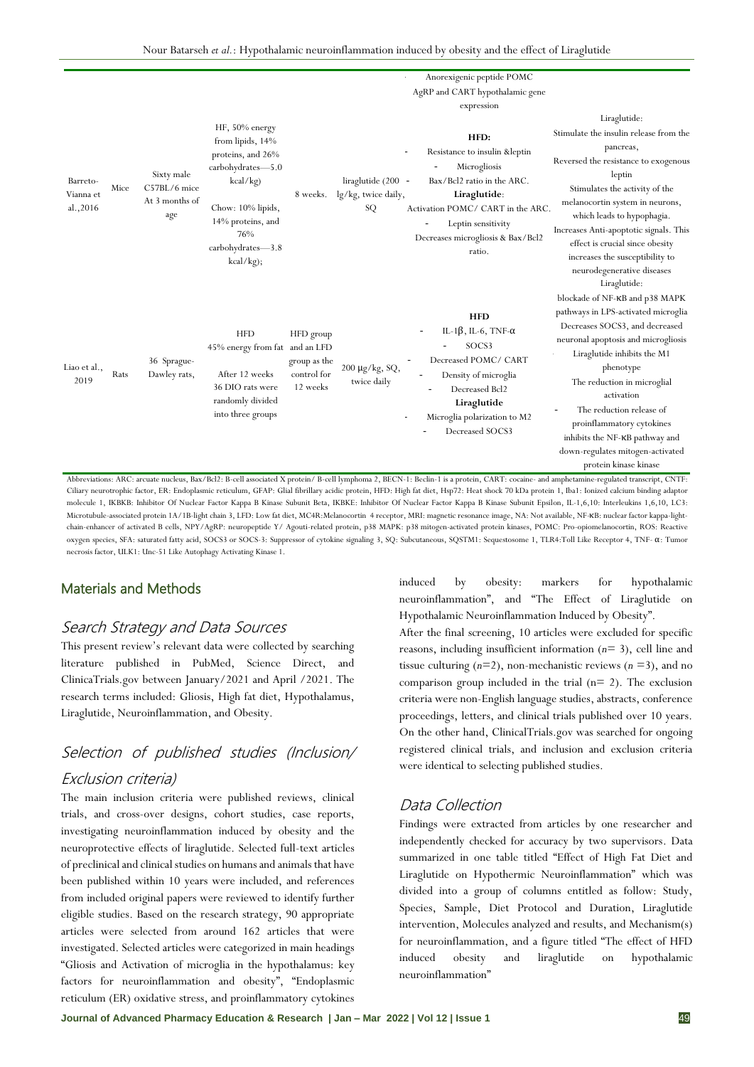| | | | | | | Anorexigenic peptide POMC AgRP and CART hypothalamic gene expression | |
|---|---|---|---|---|---|---|---|
| Barreto-Vianna et al.,2016 | Mice | Sixty male C57BL/6 mice At 3 months of age | HF, 50% energy from lipids, 14% proteins, and 26% carbohydrates—5.0 kcal/kg) Chow: 10% lipids, 14% proteins, and 76% carbohydrates—3.8 kcal/kg); | 8 weeks. | liraglutide (200 lg/kg, twice daily, SQ | **HFD:** - Resistance to insulin &leptin - Microgliosis - Bax/Bcl2 ratio in the ARC. **Liraglutide**: Activation POMC/ CART in the ARC. - Leptin sensitivity - Decreases microgliosis & Bax/Bcl2 ratio. | Liraglutide: Stimulate the insulin release from the pancreas, Reversed the resistance to exogenous leptin Stimulates the activity of the melanocortin system in neurons, which leads to hypophagia. Increases Anti-apoptotic signals. This effect is crucial since obesity increases the susceptibility to neurodegenerative diseases |
| Liao et al., 2019 | Rats | 36 Sprague-Dawley rats, | HFD 45% energy from fat After 12 weeks 36 DIO rats were randomly divided into three groups | HFD group and an LFD group as the control for 12 weeks | 200 μg/kg, SQ, twice daily | **HFD** - IL-1β, IL-6, TNF-α - SOCS3 - Decreased POMC/ CART - Density of microglia - Decreased Bcl2 **Liraglutide** - Microglia polarization to M2 - Decreased SOCS3 | Liraglutide: blockade of NF-κB and p38 MAPK pathways in LPS-activated microglia Decreases SOCS3, and decreased neuronal apoptosis and microgliosis Liraglutide inhibits the M1 phenotype The reduction in microglial activation - The reduction release of proinflammatory cytokines inhibits the NF-κB pathway and down-regulates mitogen-activated protein kinase kinase |

Abbreviations: ARC: arcuate nucleus, Bax/Bcl2: B-cell associated X protein/ B-cell lymphoma 2, BECN-1: Beclin-1 is a protein, CART: cocaine- and amphetamine-regulated transcript, CNTF: Ciliary neurotrophic factor, ER: Endoplasmic reticulum, GFAP: Glial fibrillary acidic protein, HFD: High fat diet, Hsp72: Heat shock 70 kDa protein 1, Iba1: Ionized calcium binding adaptor molecule 1, IKBKB: Inhibitor Of Nuclear Factor Kappa B Kinase Subunit Beta, IKBKE: Inhibitor Of Nuclear Factor Kappa B Kinase Subunit Epsilon, IL-1,6,10: Interleukins 1,6,10, LC3: Microtubule-associated protein 1A/1B-light chain 3, LFD: Low fat diet, MC4R:Melanocortin 4 receptor, MRI: magnetic resonance image, NA: Not available, NF-κB: nuclear factor kappa-light-chain-enhancer of activated B cells, NPY/AgRP: neuropeptide Y/ Agouti-related protein, p38 MAPK: p38 mitogen-activated protein kinases, POMC: Pro-opiomelanocortin, ROS: Reactive oxygen species, SFA: saturated fatty acid, SOCS3 or SOCS-3: Suppressor of cytokine signaling 3, SQ: Subcutaneous, SQSTM1: Sequestosome 1, TLR4:Toll Like Receptor 4, TNF- α: Tumor necrosis factor, ULK1: Unc-51 Like Autophagy Activating Kinase 1.

## Materials and Methods

### Search Strategy and Data Sources

This present review's relevant data were collected by searching literature published in PubMed, Science Direct, and ClinicaTrials.gov between January/2021 and April /2021. The research terms included: Gliosis, High fat diet, Hypothalamus, Liraglutide, Neuroinflammation, and Obesity.

### Selection of published studies (Inclusion/ Exclusion criteria)

The main inclusion criteria were published reviews, clinical trials, and cross-over designs, cohort studies, case reports, investigating neuroinflammation induced by obesity and the neuroprotective effects of liraglutide. Selected full-text articles of preclinical and clinical studies on humans and animals that have been published within 10 years were included, and references from included original papers were reviewed to identify further eligible studies. Based on the research strategy, 90 appropriate articles were selected from around 162 articles that were investigated. Selected articles were categorized in main headings "Gliosis and Activation of microglia in the hypothalamus: key factors for neuroinflammation and obesity", "Endoplasmic reticulum (ER) oxidative stress, and proinflammatory cytokines induced by obesity: markers for hypothalamic neuroinflammation", and "The Effect of Liraglutide on Hypothalamic Neuroinflammation Induced by Obesity".

After the final screening, 10 articles were excluded for specific reasons, including insufficient information (*n*= 3), cell line and tissue culturing (*n*=2), non-mechanistic reviews (*n* =3), and no comparison group included in the trial (n= 2). The exclusion criteria were non-English language studies, abstracts, conference proceedings, letters, and clinical trials published over 10 years. On the other hand, ClinicalTrials.gov was searched for ongoing registered clinical trials, and inclusion and exclusion criteria were identical to selecting published studies.

### Data Collection

Findings were extracted from articles by one researcher and independently checked for accuracy by two supervisors. Data summarized in one table titled "Effect of High Fat Diet and Liraglutide on Hypothermic Neuroinflammation" which was divided into a group of columns entitled as follow: Study, Species, Sample, Diet Protocol and Duration, Liraglutide intervention, Molecules analyzed and results, and Mechanism(s) for neuroinflammation, and a figure titled "The effect of HFD induced obesity and liraglutide on hypothalamic neuroinflammation"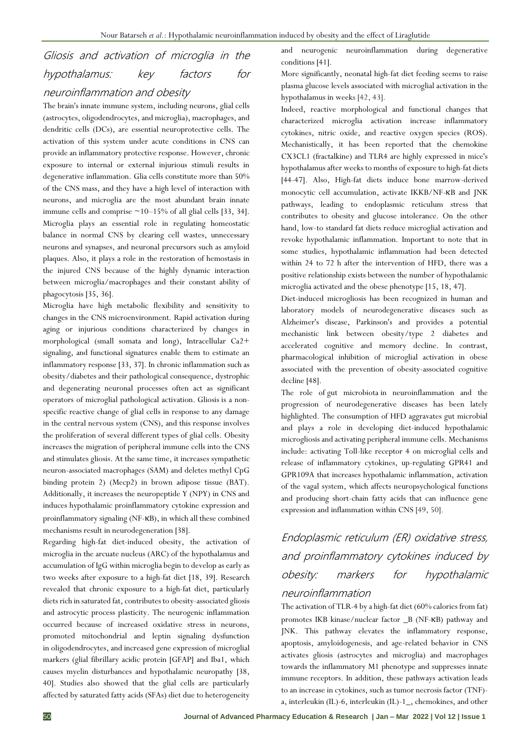## Gliosis and activation of microglia in the hypothalamus: key factors for neuroinflammation and obesity

The brain's innate immune system, including neurons, glial cells (astrocytes, oligodendrocytes, and microglia), macrophages, and dendritic cells (DCs), are essential neuroprotective cells. The activation of this system under acute conditions in CNS can provide an inflammatory protective response. However, chronic exposure to internal or external injurious stimuli results in degenerative inflammation. Glia cells constitute more than 50% of the CNS mass, and they have a high level of interaction with neurons, and microglia are the most abundant brain innate immune cells and comprise ~10–15% of all glial cells [33, 34]. Microglia plays an essential role in regulating homeostatic balance in normal CNS by clearing cell wastes, unnecessary neurons and synapses, and neuronal precursors such as amyloid plaques. Also, it plays a role in the restoration of hemostasis in the injured CNS because of the highly dynamic interaction between microglia/macrophages and their constant ability of phagocytosis [35, 36].

Microglia have high metabolic flexibility and sensitivity to changes in the CNS microenvironment. Rapid activation during aging or injurious conditions characterized by changes in morphological (small somata and long), Intracellular $Ca2+$ signaling, and functional signatures enable them to estimate an inflammatory response [33, 37]. In chronic inflammation such as obesity/diabetes and their pathological consequence, dystrophic and degenerating neuronal processes often act as significant operators of microglial pathological activation. Gliosis is a non-specific reactive change of glial cells in response to any damage in the central nervous system (CNS), and this response involves the proliferation of several different types of glial cells. Obesity increases the migration of peripheral immune cells into the CNS and stimulates gliosis. At the same time, it increases sympathetic neuron-associated macrophages (SAM) and deletes methyl CpG binding protein 2) (Mecp2) in brown adipose tissue (BAT). Additionally, it increases the neuropeptide Y (NPY) in CNS and induces hypothalamic proinflammatory cytokine expression and proinflammatory signaling (NF-κB), in which all these combined mechanisms result in neurodegeneration [38].

Regarding high-fat diet-induced obesity, the activation of microglia in the arcuate nucleus (ARC) of the hypothalamus and accumulation of IgG within microglia begin to develop as early as two weeks after exposure to a high-fat diet [18, 39]. Research revealed that chronic exposure to a high-fat diet, particularly diets rich in saturated fat, contributes to obesity-associated gliosis and astrocytic process plasticity. The neurogenic inflammation occurred because of increased oxidative stress in neurons, promoted mitochondrial and leptin signaling dysfunction in oligodendrocytes, and increased gene expression of microglial markers (glial fibrillary acidic protein [GFAP] and Iba1, which causes myelin disturbances and hypothalamic neuropathy [38, 40]. Studies also showed that the glial cells are particularly affected by saturated fatty acids (SFAs) diet due to heterogeneity and neurogenic neuroinflammation during degenerative conditions [41].

More significantly, neonatal high-fat diet feeding seems to raise plasma glucose levels associated with microglial activation in the hypothalamus in weeks [42, 43].

Indeed, reactive morphological and functional changes that characterized microglia activation increase inflammatory cytokines, nitric oxide, and reactive oxygen species (ROS). Mechanistically, it has been reported that the chemokine CX3CL1 (fractalkine) and TLR4 are highly expressed in mice's hypothalamus after weeks to months of exposure to high-fat diets [44-47]. Also, High-fat diets induce bone marrow-derived monocytic cell accumulation, activate IKKB/NF-κB and JNK pathways, leading to endoplasmic reticulum stress that contributes to obesity and glucose intolerance. On the other hand, low-to standard fat diets reduce microglial activation and revoke hypothalamic inflammation. Important to note that in some studies, hypothalamic inflammation had been detected within 24 to 72 h after the intervention of HFD, there was a positive relationship exists between the number of hypothalamic microglia activated and the obese phenotype [15, 18, 47].

Diet-induced microgliosis has been recognized in human and laboratory models of neurodegenerative diseases such as Alzheimer's disease, Parkinson's and provides a potential mechanistic link between obesity/type 2 diabetes and accelerated cognitive and memory decline. In contrast, pharmacological inhibition of microglial activation in obese associated with the prevention of obesity-associated cognitive decline [48].

The role of gut microbiota in neuroinflammation and the progression of neurodegenerative diseases has been lately highlighted. The consumption of HFD aggravates gut microbial and plays a role in developing diet-induced hypothalamic microgliosis and activating peripheral immune cells. Mechanisms include: activating Toll-like receptor 4 on microglial cells and release of inflammatory cytokines, up-regulating GPR41 and GPR109A that increases hypothalamic inflammation, activation of the vagal system, which affects neuropsychological functions and producing short-chain fatty acids that can influence gene expression and inflammation within CNS [49, 50].

## Endoplasmic reticulum (ER) oxidative stress, and proinflammatory cytokines induced by obesity: markers for hypothalamic neuroinflammation

The activation of TLR-4 by a high-fat diet (60% calories from fat) promotes IKB kinase/nuclear factor _B (NF-κB) pathway and JNK. This pathway elevates the inflammatory response, apoptosis, amyloidogenesis, and age-related behavior in CNS activates gliosis (astrocytes and microglia) and macrophages towards the inflammatory M1 phenotype and suppresses innate immune receptors. In addition, these pathways activation leads to an increase in cytokines, such as tumor necrosis factor (TNF)-a, interleukin (IL)-6, interleukin (IL)-1_, chemokines, and other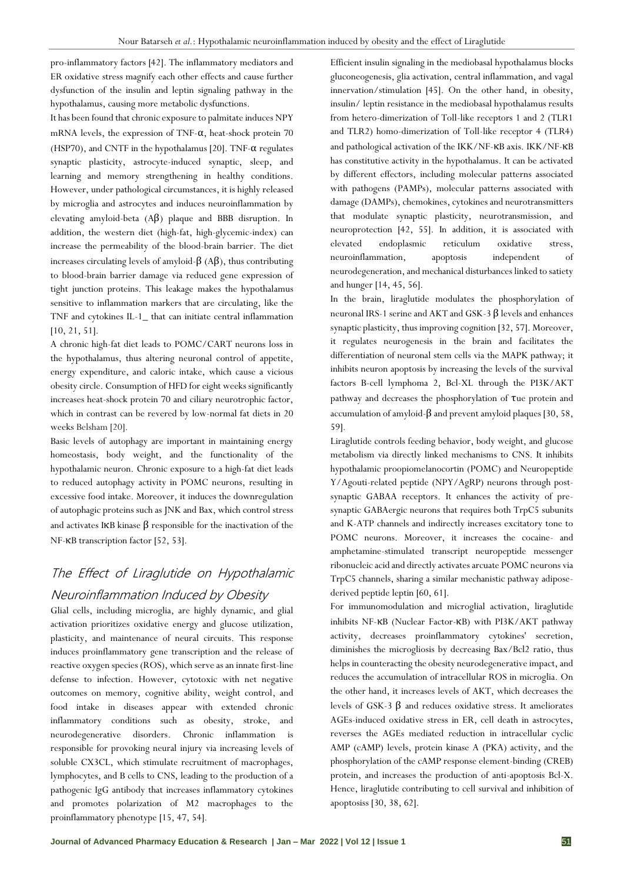pro-inflammatory factors [42]. The inflammatory mediators and ER oxidative stress magnify each other effects and cause further dysfunction of the insulin and leptin signaling pathway in the hypothalamus, causing more metabolic dysfunctions.

It has been found that chronic exposure to palmitate induces NPY mRNA levels, the expression of TNF-α, heat-shock protein 70 (HSP70), and CNTF in the hypothalamus [20]. TNF-α regulates synaptic plasticity, astrocyte-induced synaptic, sleep, and learning and memory strengthening in healthy conditions. However, under pathological circumstances, it is highly released by microglia and astrocytes and induces neuroinflammation by elevating amyloid-beta (Aβ) plaque and BBB disruption. In addition, the western diet (high-fat, high-glycemic-index) can increase the permeability of the blood-brain barrier. The diet increases circulating levels of amyloid-β (Aβ), thus contributing to blood-brain barrier damage via reduced gene expression of tight junction proteins. This leakage makes the hypothalamus sensitive to inflammation markers that are circulating, like the TNF and cytokines IL-1_ that can initiate central inflammation [10, 21, 51].

A chronic high-fat diet leads to POMC/CART neurons loss in the hypothalamus, thus altering neuronal control of appetite, energy expenditure, and caloric intake, which cause a vicious obesity circle. Consumption of HFD for eight weeks significantly increases heat-shock protein 70 and ciliary neurotrophic factor, which in contrast can be revered by low-normal fat diets in 20 weeks Belsham [20].

Basic levels of autophagy are important in maintaining energy homeostasis, body weight, and the functionality of the hypothalamic neuron. Chronic exposure to a high-fat diet leads to reduced autophagy activity in POMC neurons, resulting in excessive food intake. Moreover, it induces the downregulation of autophagic proteins such as JNK and Bax, which control stress and activates IκB kinase β responsible for the inactivation of the NF-κB transcription factor [52, 53].

## The Effect of Liraglutide on Hypothalamic Neuroinflammation Induced by Obesity

Glial cells, including microglia, are highly dynamic, and glial activation prioritizes oxidative energy and glucose utilization, plasticity, and maintenance of neural circuits. This response induces proinflammatory gene transcription and the release of reactive oxygen species (ROS), which serve as an innate first-line defense to infection. However, cytotoxic with net negative outcomes on memory, cognitive ability, weight control, and food intake in diseases appear with extended chronic inflammatory conditions such as obesity, stroke, and neurodegenerative disorders. Chronic inflammation is responsible for provoking neural injury via increasing levels of soluble CX3CL, which stimulate recruitment of macrophages, lymphocytes, and B cells to CNS, leading to the production of a pathogenic IgG antibody that increases inflammatory cytokines and promotes polarization of M2 macrophages to the proinflammatory phenotype [15, 47, 54].

Efficient insulin signaling in the mediobasal hypothalamus blocks gluconeogenesis, glia activation, central inflammation, and vagal innervation/stimulation [45]. On the other hand, in obesity, insulin/ leptin resistance in the mediobasal hypothalamus results from hetero-dimerization of Toll-like receptors 1 and 2 (TLR1 and TLR2) homo-dimerization of Toll-like receptor 4 (TLR4) and pathological activation of the IKK/NF-κB axis. IKK/NF-κB has constitutive activity in the hypothalamus. It can be activated by different effectors, including molecular patterns associated with pathogens (PAMPs), molecular patterns associated with damage (DAMPs), chemokines, cytokines and neurotransmitters that modulate synaptic plasticity, neurotransmission, and neuroprotection [42, 55]. In addition, it is associated with elevated endoplasmic reticulum oxidative stress, neuroinflammation, apoptosis independent of neurodegeneration, and mechanical disturbances linked to satiety and hunger [14, 45, 56].

In the brain, liraglutide modulates the phosphorylation of neuronal IRS-1 serine and AKT and GSK-3 β levels and enhances synaptic plasticity, thus improving cognition [32, 57]. Moreover, it regulates neurogenesis in the brain and facilitates the differentiation of neuronal stem cells via the MAPK pathway; it inhibits neuron apoptosis by increasing the levels of the survival factors B-cell lymphoma 2, Bcl-XL through the PI3K/AKT pathway and decreases the phosphorylation of τue protein and accumulation of amyloid-β and prevent amyloid plaques [30, 58, 59].

Liraglutide controls feeding behavior, body weight, and glucose metabolism via directly linked mechanisms to CNS. It inhibits hypothalamic proopiomelanocortin (POMC) and Neuropeptide Y/Agouti-related peptide (NPY/AgRP) neurons through post-synaptic GABAA receptors. It enhances the activity of pre-synaptic GABAergic neurons that requires both TrpC5 subunits and K-ATP channels and indirectly increases excitatory tone to POMC neurons. Moreover, it increases the cocaine- and amphetamine-stimulated transcript neuropeptide messenger ribonucleic acid and directly activates arcuate POMC neurons via TrpC5 channels, sharing a similar mechanistic pathway adipose-derived peptide leptin [60, 61].

For immunomodulation and microglial activation, liraglutide inhibits NF-κB (Nuclear Factor-κB) with PI3K/AKT pathway activity, decreases proinflammatory cytokines' secretion, diminishes the microgliosis by decreasing Bax/Bcl2 ratio, thus helps in counteracting the obesity neurodegenerative impact, and reduces the accumulation of intracellular ROS in microglia. On the other hand, it increases levels of AKT, which decreases the levels of GSK-3 β and reduces oxidative stress. It ameliorates AGEs-induced oxidative stress in ER, cell death in astrocytes, reverses the AGEs mediated reduction in intracellular cyclic AMP (cAMP) levels, protein kinase A (PKA) activity, and the phosphorylation of the cAMP response element-binding (CREB) protein, and increases the production of anti-apoptosis Bcl-X. Hence, liraglutide contributing to cell survival and inhibition of apoptosiss [30, 38, 62].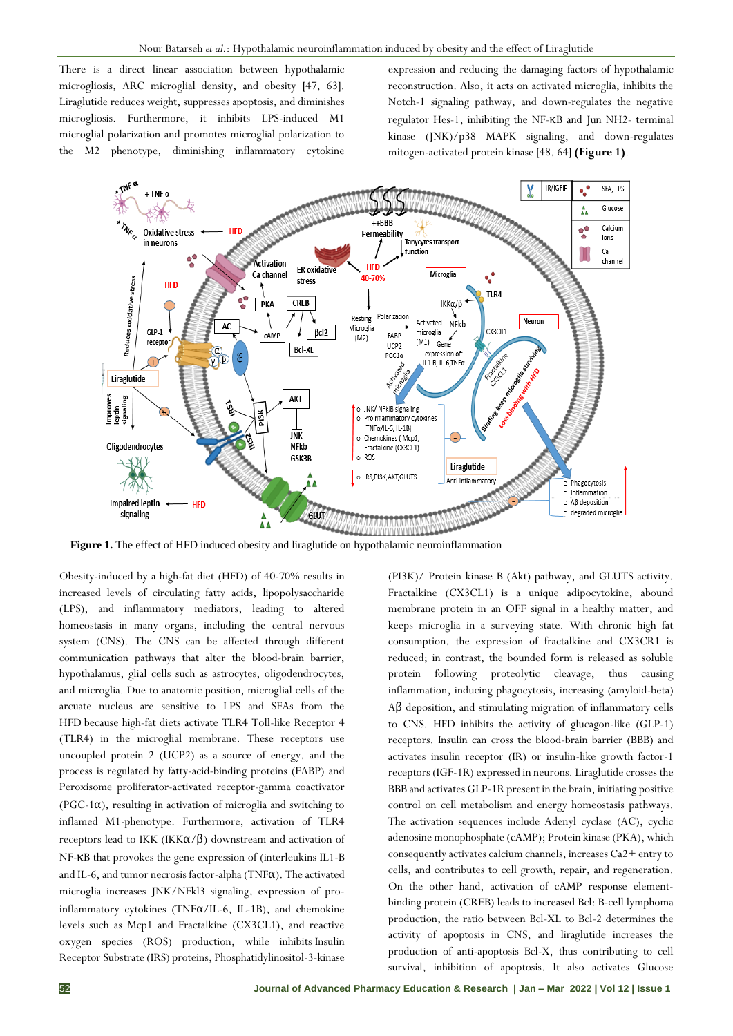There is a direct linear association between hypothalamic microgliosis, ARC microglial density, and obesity [47, 63]. Liraglutide reduces weight, suppresses apoptosis, and diminishes microgliosis. Furthermore, it inhibits LPS-induced M1 microglial polarization and promotes microglial polarization to the M2 phenotype, diminishing inflammatory cytokine expression and reducing the damaging factors of hypothalamic reconstruction. Also, it acts on activated microglia, inhibits the Notch-1 signaling pathway, and down-regulates the negative regulator Hes-1, inhibiting the NF-κB and Jun NH2- terminal kinase (JNK)/p38 MAPK signaling, and down-regulates mitogen-activated protein kinase [48, 64] **(Figure 1)**.

**Figure 1.** The effect of HFD induced obesity and liraglutide on hypothalamic neuroinflammation

Obesity-induced by a high-fat diet (HFD) of 40-70% results in increased levels of circulating fatty acids, lipopolysaccharide (LPS), and inflammatory mediators, leading to altered homeostasis in many organs, including the central nervous system (CNS). The CNS can be affected through different communication pathways that alter the blood-brain barrier, hypothalamus, glial cells such as astrocytes, oligodendrocytes, and microglia. Due to anatomic position, microglial cells of the arcuate nucleus are sensitive to LPS and SFAs from the HFD because high-fat diets activate TLR4 Toll-like Receptor 4 (TLR4) in the microglial membrane. These receptors use uncoupled protein 2 (UCP2) as a source of energy, and the process is regulated by fatty-acid-binding proteins (FABP) and Peroxisome proliferator-activated receptor-gamma coactivator (PGC-1α), resulting in activation of microglia and switching to inflamed M1-phenotype. Furthermore, activation of TLR4 receptors lead to IKK (IKKα/β) downstream and activation of NF-κB that provokes the gene expression of (interleukins IL1-B and IL-6, and tumor necrosis factor-alpha (TNFα). The activated microglia increases JNK/NFkl3 signaling, expression of pro-inflammatory cytokines (TNFα/IL-6, IL-1B), and chemokine levels such as Mcp1 and Fractalkine (CX3CL1), and reactive oxygen species (ROS) production, while inhibits Insulin Receptor Substrate (IRS) proteins, Phosphatidylinositol-3-kinase (PI3K)/ Protein kinase B (Akt) pathway, and GLUTS activity. Fractalkine (CX3CL1) is a unique adipocytokine, abound membrane protein in an OFF signal in a healthy matter, and keeps microglia in a surveying state. With chronic high fat consumption, the expression of fractalkine and CX3CR1 is reduced; in contrast, the bounded form is released as soluble protein following proteolytic cleavage, thus causing inflammation, inducing phagocytosis, increasing (amyloid-beta) Aβ deposition, and stimulating migration of inflammatory cells to CNS. HFD inhibits the activity of glucagon-like (GLP-1) receptors. Insulin can cross the blood-brain barrier (BBB) and activates insulin receptor (IR) or insulin-like growth factor-1 receptors (IGF-1R) expressed in neurons. Liraglutide crosses the BBB and activates GLP-1R present in the brain, initiating positive control on cell metabolism and energy homeostasis pathways. The activation sequences include Adenyl cyclase (AC), cyclic adenosine monophosphate (cAMP); Protein kinase (PKA), which consequently activates calcium channels, increases Ca2+ entry to cells, and contributes to cell growth, repair, and regeneration. On the other hand, activation of cAMP response element-binding protein (CREB) leads to increased Bcl: B-cell lymphoma production, the ratio between Bcl-XL to Bcl-2 determines the activity of apoptosis in CNS, and liraglutide increases the production of anti-apoptosis Bcl-X, thus contributing to cell survival, inhibition of apoptosis. It also activates Glucose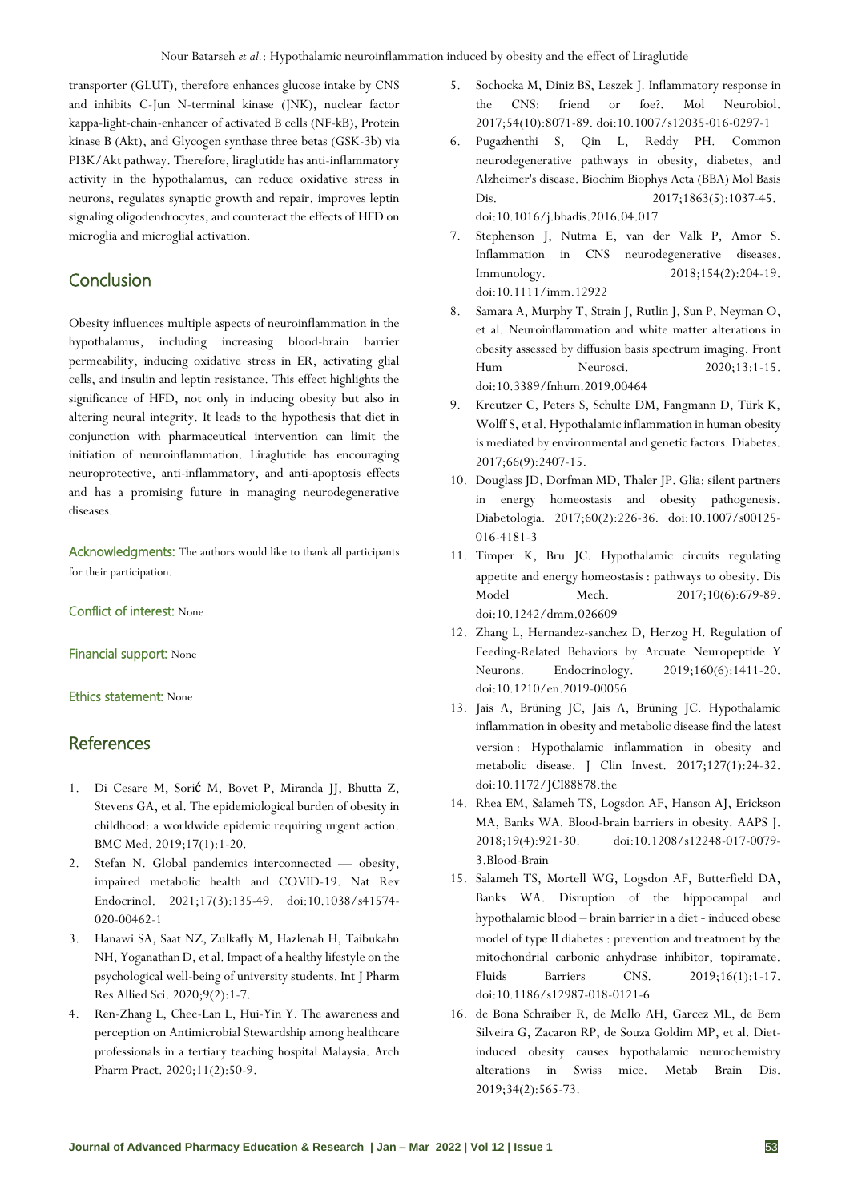transporter (GLUT), therefore enhances glucose intake by CNS and inhibits C-Jun N-terminal kinase (JNK), nuclear factor kappa-light-chain-enhancer of activated B cells (NF-kB), Protein kinase B (Akt), and Glycogen synthase three betas (GSK-3b) via PI3K/Akt pathway. Therefore, liraglutide has anti-inflammatory activity in the hypothalamus, can reduce oxidative stress in neurons, regulates synaptic growth and repair, improves leptin signaling oligodendrocytes, and counteract the effects of HFD on microglia and microglial activation.

## Conclusion

Obesity influences multiple aspects of neuroinflammation in the hypothalamus, including increasing blood-brain barrier permeability, inducing oxidative stress in ER, activating glial cells, and insulin and leptin resistance. This effect highlights the significance of HFD, not only in inducing obesity but also in altering neural integrity. It leads to the hypothesis that diet in conjunction with pharmaceutical intervention can limit the initiation of neuroinflammation. Liraglutide has encouraging neuroprotective, anti-inflammatory, and anti-apoptosis effects and has a promising future in managing neurodegenerative diseases.

**Acknowledgments:** The authors would like to thank all participants for their participation.

**Conflict of interest:** None

**Financial support:** None

**Ethics statement:** None

## References

1. Di Cesare M, Sorić M, Bovet P, Miranda JJ, Bhutta Z, Stevens GA, et al. The epidemiological burden of obesity in childhood: a worldwide epidemic requiring urgent action. BMC Med. 2019;17(1):1-20.
2. Stefan N. Global pandemics interconnected — obesity, impaired metabolic health and COVID-19. Nat Rev Endocrinol. 2021;17(3):135-49. doi:10.1038/s41574-020-00462-1
3. Hanawi SA, Saat NZ, Zulkafly M, Hazlenah H, Taibukahn NH, Yoganathan D, et al. Impact of a healthy lifestyle on the psychological well-being of university students. Int J Pharm Res Allied Sci. 2020;9(2):1-7.
4. Ren-Zhang L, Chee-Lan L, Hui-Yin Y. The awareness and perception on Antimicrobial Stewardship among healthcare professionals in a tertiary teaching hospital Malaysia. Arch Pharm Pract. 2020;11(2):50-9.
5. Sochocka M, Diniz BS, Leszek J. Inflammatory response in the CNS: friend or foe?. Mol Neurobiol. 2017;54(10):8071-89. doi:10.1007/s12035-016-0297-1
6. Pugazhenthi S, Qin L, Reddy PH. Common neurodegenerative pathways in obesity, diabetes, and Alzheimer's disease. Biochim Biophys Acta (BBA) Mol Basis Dis. 2017;1863(5):1037-45. doi:10.1016/j.bbadis.2016.04.017
7. Stephenson J, Nutma E, van der Valk P, Amor S. Inflammation in CNS neurodegenerative diseases. Immunology. 2018;154(2):204-19. doi:10.1111/imm.12922
8. Samara A, Murphy T, Strain J, Rutlin J, Sun P, Neyman O, et al. Neuroinflammation and white matter alterations in obesity assessed by diffusion basis spectrum imaging. Front Hum Neurosci. 2020;13:1-15. doi:10.3389/fnhum.2019.00464
9. Kreutzer C, Peters S, Schulte DM, Fangmann D, Türk K, Wolff S, et al. Hypothalamic inflammation in human obesity is mediated by environmental and genetic factors. Diabetes. 2017;66(9):2407-15.
10. Douglass JD, Dorfman MD, Thaler JP. Glia: silent partners in energy homeostasis and obesity pathogenesis. Diabetologia. 2017;60(2):226-36. doi:10.1007/s00125-016-4181-3
11. Timper K, Bru JC. Hypothalamic circuits regulating appetite and energy homeostasis : pathways to obesity. Dis Model Mech. 2017;10(6):679-89. doi:10.1242/dmm.026609
12. Zhang L, Hernandez-sanchez D, Herzog H. Regulation of Feeding-Related Behaviors by Arcuate Neuropeptide Y Neurons. Endocrinology. 2019;160(6):1411-20. doi:10.1210/en.2019-00056
13. Jais A, Brüning JC, Jais A, Brüning JC. Hypothalamic inflammation in obesity and metabolic disease find the latest version : Hypothalamic inflammation in obesity and metabolic disease. J Clin Invest. 2017;127(1):24-32. doi:10.1172/JCI88878.the
14. Rhea EM, Salameh TS, Logsdon AF, Hanson AJ, Erickson MA, Banks WA. Blood-brain barriers in obesity. AAPS J. 2018;19(4):921-30. doi:10.1208/s12248-017-0079-3.Blood-Brain
15. Salameh TS, Mortell WG, Logsdon AF, Butterfield DA, Banks WA. Disruption of the hippocampal and hypothalamic blood – brain barrier in a diet - induced obese model of type II diabetes : prevention and treatment by the mitochondrial carbonic anhydrase inhibitor, topiramate. Fluids Barriers CNS. 2019;16(1):1-17. doi:10.1186/s12987-018-0121-6
16. de Bona Schraiber R, de Mello AH, Garcez ML, de Bem Silveira G, Zacaron RP, de Souza Goldim MP, et al. Diet-induced obesity causes hypothalamic neurochemistry alterations in Swiss mice. Metab Brain Dis. 2019;34(2):565-73.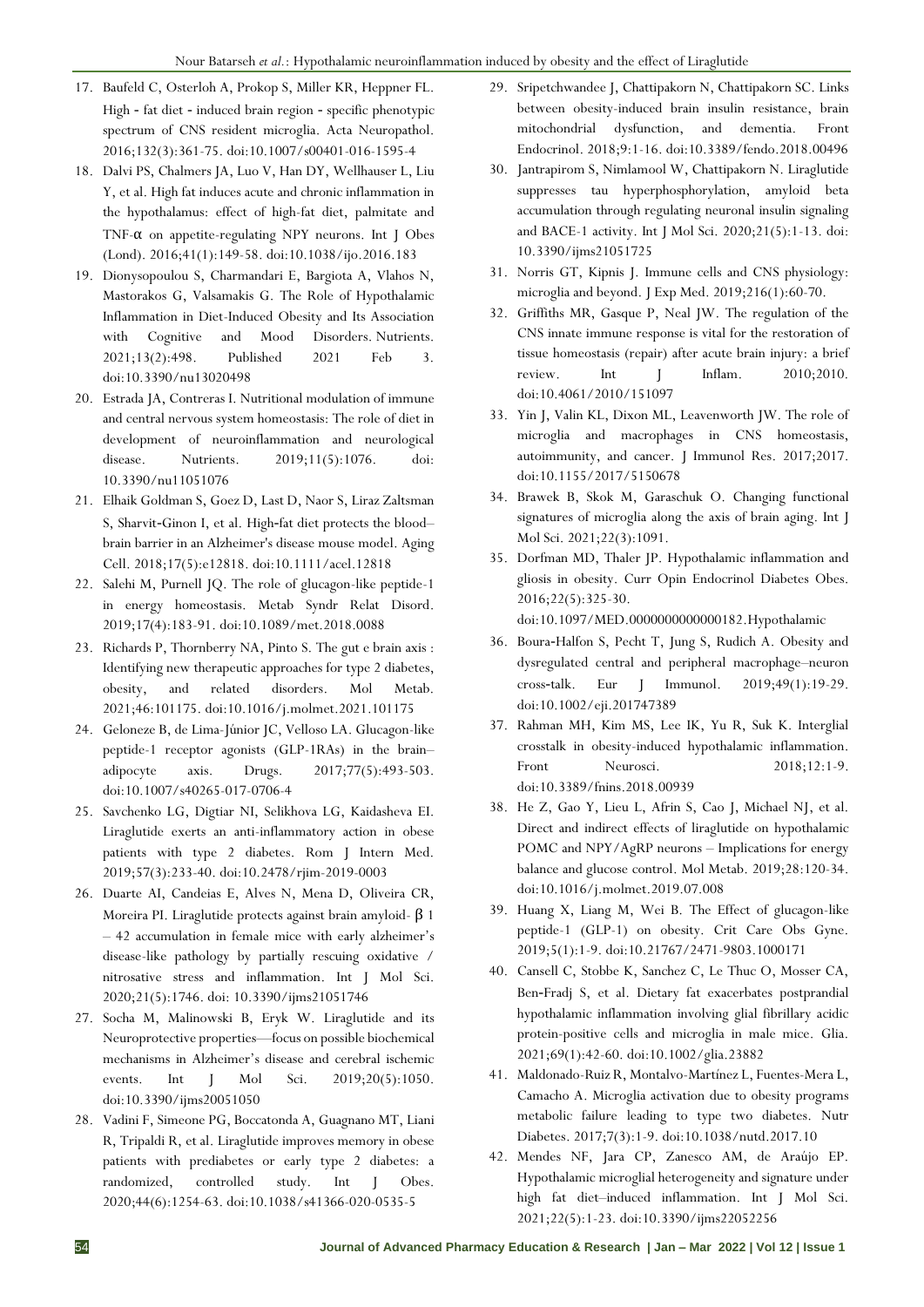17. Baufeld C, Osterloh A, Prokop S, Miller KR, Heppner FL. High - fat diet - induced brain region - specific phenotypic spectrum of CNS resident microglia. Acta Neuropathol. 2016;132(3):361-75. doi:10.1007/s00401-016-1595-4
18. Dalvi PS, Chalmers JA, Luo V, Han DY, Wellhauser L, Liu Y, et al. High fat induces acute and chronic inflammation in the hypothalamus: effect of high-fat diet, palmitate and TNF-α on appetite-regulating NPY neurons. Int J Obes (Lond). 2016;41(1):149-58. doi:10.1038/ijo.2016.183
19. Dionysopoulou S, Charmandari E, Bargiota A, Vlahos N, Mastorakos G, Valsamakis G. The Role of Hypothalamic Inflammation in Diet-Induced Obesity and Its Association with Cognitive and Mood Disorders. Nutrients. 2021;13(2):498. Published 2021 Feb 3. doi:10.3390/nu13020498
20. Estrada JA, Contreras I. Nutritional modulation of immune and central nervous system homeostasis: The role of diet in development of neuroinflammation and neurological disease. Nutrients. 2019;11(5):1076. doi: 10.3390/nu11051076
21. Elhaik Goldman S, Goez D, Last D, Naor S, Liraz Zaltsman S, Sharvit-Ginon I, et al. High-fat diet protects the blood–brain barrier in an Alzheimer's disease mouse model. Aging Cell. 2018;17(5):e12818. doi:10.1111/acel.12818
22. Salehi M, Purnell JQ. The role of glucagon-like peptide-1 in energy homeostasis. Metab Syndr Relat Disord. 2019;17(4):183-91. doi:10.1089/met.2018.0088
23. Richards P, Thornberry NA, Pinto S. The gut e brain axis : Identifying new therapeutic approaches for type 2 diabetes, obesity, and related disorders. Mol Metab. 2021;46:101175. doi:10.1016/j.molmet.2021.101175
24. Geloneze B, de Lima-Júnior JC, Velloso LA. Glucagon-like peptide-1 receptor agonists (GLP-1RAs) in the brain–adipocyte axis. Drugs. 2017;77(5):493-503. doi:10.1007/s40265-017-0706-4
25. Savchenko LG, Digtiar NI, Selikhova LG, Kaidasheva EI. Liraglutide exerts an anti-inflammatory action in obese patients with type 2 diabetes. Rom J Intern Med. 2019;57(3):233-40. doi:10.2478/rjim-2019-0003
26. Duarte AI, Candeias E, Alves N, Mena D, Oliveira CR, Moreira PI. Liraglutide protects against brain amyloid- β 1 – 42 accumulation in female mice with early alzheimer's disease-like pathology by partially rescuing oxidative / nitrosative stress and inflammation. Int J Mol Sci. 2020;21(5):1746. doi: 10.3390/ijms21051746
27. Socha M, Malinowski B, Eryk W. Liraglutide and its Neuroprotective properties—focus on possible biochemical mechanisms in Alzheimer's disease and cerebral ischemic events. Int J Mol Sci. 2019;20(5):1050. doi:10.3390/ijms20051050
28. Vadini F, Simeone PG, Boccatonda A, Guagnano MT, Liani R, Tripaldi R, et al. Liraglutide improves memory in obese patients with prediabetes or early type 2 diabetes: a randomized, controlled study. Int J Obes. 2020;44(6):1254-63. doi:10.1038/s41366-020-0535-5
29. Sripetchwandee J, Chattipakorn N, Chattipakorn SC. Links between obesity-induced brain insulin resistance, brain mitochondrial dysfunction, and dementia. Front Endocrinol. 2018;9:1-16. doi:10.3389/fendo.2018.00496
30. Jantrapirom S, Nimlamool W, Chattipakorn N. Liraglutide suppresses tau hyperphosphorylation, amyloid beta accumulation through regulating neuronal insulin signaling and BACE-1 activity. Int J Mol Sci. 2020;21(5):1-13. doi: 10.3390/ijms21051725
31. Norris GT, Kipnis J. Immune cells and CNS physiology: microglia and beyond. J Exp Med. 2019;216(1):60-70.
32. Griffiths MR, Gasque P, Neal JW. The regulation of the CNS innate immune response is vital for the restoration of tissue homeostasis (repair) after acute brain injury: a brief review. Int J Inflam. 2010;2010. doi:10.4061/2010/151097
33. Yin J, Valin KL, Dixon ML, Leavenworth JW. The role of microglia and macrophages in CNS homeostasis, autoimmunity, and cancer. J Immunol Res. 2017;2017. doi:10.1155/2017/5150678
34. Brawek B, Skok M, Garaschuk O. Changing functional signatures of microglia along the axis of brain aging. Int J Mol Sci. 2021;22(3):1091.
35. Dorfman MD, Thaler JP. Hypothalamic inflammation and gliosis in obesity. Curr Opin Endocrinol Diabetes Obes. 2016;22(5):325-30. doi:10.1097/MED.0000000000000182.Hypothalamic
36. Boura-Halfon S, Pecht T, Jung S, Rudich A. Obesity and dysregulated central and peripheral macrophage–neuron cross-talk. Eur J Immunol. 2019;49(1):19-29. doi:10.1002/eji.201747389
37. Rahman MH, Kim MS, Lee IK, Yu R, Suk K. Interglial crosstalk in obesity-induced hypothalamic inflammation. Front Neurosci. 2018;12:1-9. doi:10.3389/fnins.2018.00939
38. He Z, Gao Y, Lieu L, Afrin S, Cao J, Michael NJ, et al. Direct and indirect effects of liraglutide on hypothalamic POMC and NPY/AgRP neurons – Implications for energy balance and glucose control. Mol Metab. 2019;28:120-34. doi:10.1016/j.molmet.2019.07.008
39. Huang X, Liang M, Wei B. The Effect of glucagon-like peptide-1 (GLP-1) on obesity. Crit Care Obs Gyne. 2019;5(1):1-9. doi:10.21767/2471-9803.1000171
40. Cansell C, Stobbe K, Sanchez C, Le Thuc O, Mosser CA, Ben-Fradj S, et al. Dietary fat exacerbates postprandial hypothalamic inflammation involving glial fibrillary acidic protein-positive cells and microglia in male mice. Glia. 2021;69(1):42-60. doi:10.1002/glia.23882
41. Maldonado-Ruiz R, Montalvo-Martínez L, Fuentes-Mera L, Camacho A. Microglia activation due to obesity programs metabolic failure leading to type two diabetes. Nutr Diabetes. 2017;7(3):1-9. doi:10.1038/nutd.2017.10
42. Mendes NF, Jara CP, Zanesco AM, de Araújo EP. Hypothalamic microglial heterogeneity and signature under high fat diet–induced inflammation. Int J Mol Sci. 2021;22(5):1-23. doi:10.3390/ijms22052256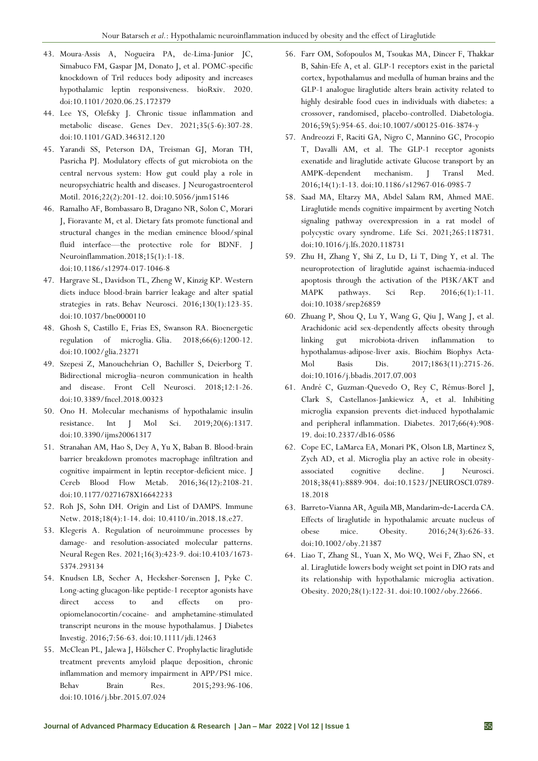43. Moura-Assis A, Nogueira PA, de-Lima-Junior JC, Simabuco FM, Gaspar JM, Donato J, et al. POMC-specific knockdown of Tril reduces body adiposity and increases hypothalamic leptin responsiveness. bioRxiv. 2020. doi:10.1101/2020.06.25.172379
44. Lee YS, Olefsky J. Chronic tissue inflammation and metabolic disease. Genes Dev. 2021;35(5-6):307-28. doi:10.1101/GAD.346312.120
45. Yarandi SS, Peterson DA, Treisman GJ, Moran TH, Pasricha PJ. Modulatory effects of gut microbiota on the central nervous system: How gut could play a role in neuropsychiatric health and diseases. J Neurogastroenterol Motil. 2016;22(2):201-12. doi:10.5056/jnm15146
46. Ramalho AF, Bombassaro B, Dragano NR, Solon C, Morari J, Fioravante M, et al. Dietary fats promote functional and structural changes in the median eminence blood/spinal fluid interface—the protective role for BDNF. J Neuroinflammation.2018;15(1):1-18. doi:10.1186/s12974-017-1046-8
47. Hargrave SL, Davidson TL, Zheng W, Kinzig KP. Western diets induce blood-brain barrier leakage and alter spatial strategies in rats. Behav Neurosci. 2016;130(1):123-35. doi:10.1037/bne0000110
48. Ghosh S, Castillo E, Frias ES, Swanson RA. Bioenergetic regulation of microglia. Glia. 2018;66(6):1200-12. doi:10.1002/glia.23271
49. Szepesi Z, Manouchehrian O, Bachiller S, Deierborg T. Bidirectional microglia–neuron communication in health and disease. Front Cell Neurosci. 2018;12:1-26. doi:10.3389/fncel.2018.00323
50. Ono H. Molecular mechanisms of hypothalamic insulin resistance. Int J Mol Sci. 2019;20(6):1317. doi:10.3390/ijms20061317
51. Stranahan AM, Hao S, Dey A, Yu X, Baban B. Blood-brain barrier breakdown promotes macrophage infiltration and cognitive impairment in leptin receptor-deficient mice. J Cereb Blood Flow Metab. 2016;36(12):2108-21. doi:10.1177/0271678X16642233
52. Roh JS, Sohn DH. Origin and List of DAMPS. Immune Netw. 2018;18(4):1-14. doi: 10.4110/in.2018.18.e27.
53. Klegeris A. Regulation of neuroimmune processes by damage- and resolution-associated molecular patterns. Neural Regen Res. 2021;16(3):423-9. doi:10.4103/1673-5374.293134
54. Knudsen LB, Secher A, Hecksher-Sørensen J, Pyke C. Long-acting glucagon-like peptide-1 receptor agonists have direct access to and effects on pro-opiomelanocortin/cocaine- and amphetamine-stimulated transcript neurons in the mouse hypothalamus. J Diabetes Investig. 2016;7:56-63. doi:10.1111/jdi.12463
55. McClean PL, Jalewa J, Hölscher C. Prophylactic liraglutide treatment prevents amyloid plaque deposition, chronic inflammation and memory impairment in APP/PS1 mice. Behav Brain Res. 2015;293:96-106. doi:10.1016/j.bbr.2015.07.024
56. Farr OM, Sofopoulos M, Tsoukas MA, Dincer F, Thakkar B, Sahin-Efe A, et al. GLP-1 receptors exist in the parietal cortex, hypothalamus and medulla of human brains and the GLP-1 analogue liraglutide alters brain activity related to highly desirable food cues in individuals with diabetes: a crossover, randomised, placebo-controlled. Diabetologia. 2016;59(5):954-65. doi:10.1007/s00125-016-3874-y
57. Andreozzi F, Raciti GA, Nigro C, Mannino GC, Procopio T, Davalli AM, et al. The GLP-1 receptor agonists exenatide and liraglutide activate Glucose transport by an AMPK-dependent mechanism. J Transl Med. 2016;14(1):1-13. doi:10.1186/s12967-016-0985-7
58. Saad MA, Eltarzy MA, Abdel Salam RM, Ahmed MAE. Liraglutide mends cognitive impairment by averting Notch signaling pathway overexpression in a rat model of polycystic ovary syndrome. Life Sci. 2021;265:118731. doi:10.1016/j.lfs.2020.118731
59. Zhu H, Zhang Y, Shi Z, Lu D, Li T, Ding Y, et al. The neuroprotection of liraglutide against ischaemia-induced apoptosis through the activation of the PI3K/AKT and MAPK pathways. Sci Rep. 2016;6(1):1-11. doi:10.1038/srep26859
60. Zhuang P, Shou Q, Lu Y, Wang G, Qiu J, Wang J, et al. Arachidonic acid sex-dependently affects obesity through linking gut microbiota-driven inflammation to hypothalamus-adipose-liver axis. Biochim Biophys Acta-Mol Basis Dis. 2017;1863(11):2715-26. doi:10.1016/j.bbadis.2017.07.003
61. André C, Guzman-Quevedo O, Rey C, Rémus-Borel J, Clark S, Castellanos-Jankiewicz A, et al. Inhibiting microglia expansion prevents diet-induced hypothalamic and peripheral inflammation. Diabetes. 2017;66(4):908-19. doi:10.2337/db16-0586
62. Cope EC, LaMarca EA, Monari PK, Olson LB, Martinez S, Zych AD, et al. Microglia play an active role in obesity-associated cognitive decline. J Neurosci. 2018;38(41):8889-904. doi:10.1523/JNEUROSCI.0789-18.2018
63. Barreto-Vianna AR, Aguila MB, Mandarim-de-Lacerda CA. Effects of liraglutide in hypothalamic arcuate nucleus of obese mice. Obesity. 2016;24(3):626-33. doi:10.1002/oby.21387
64. Liao T, Zhang SL, Yuan X, Mo WQ, Wei F, Zhao SN, et al. Liraglutide lowers body weight set point in DIO rats and its relationship with hypothalamic microglia activation. Obesity. 2020;28(1):122-31. doi:10.1002/oby.22666.